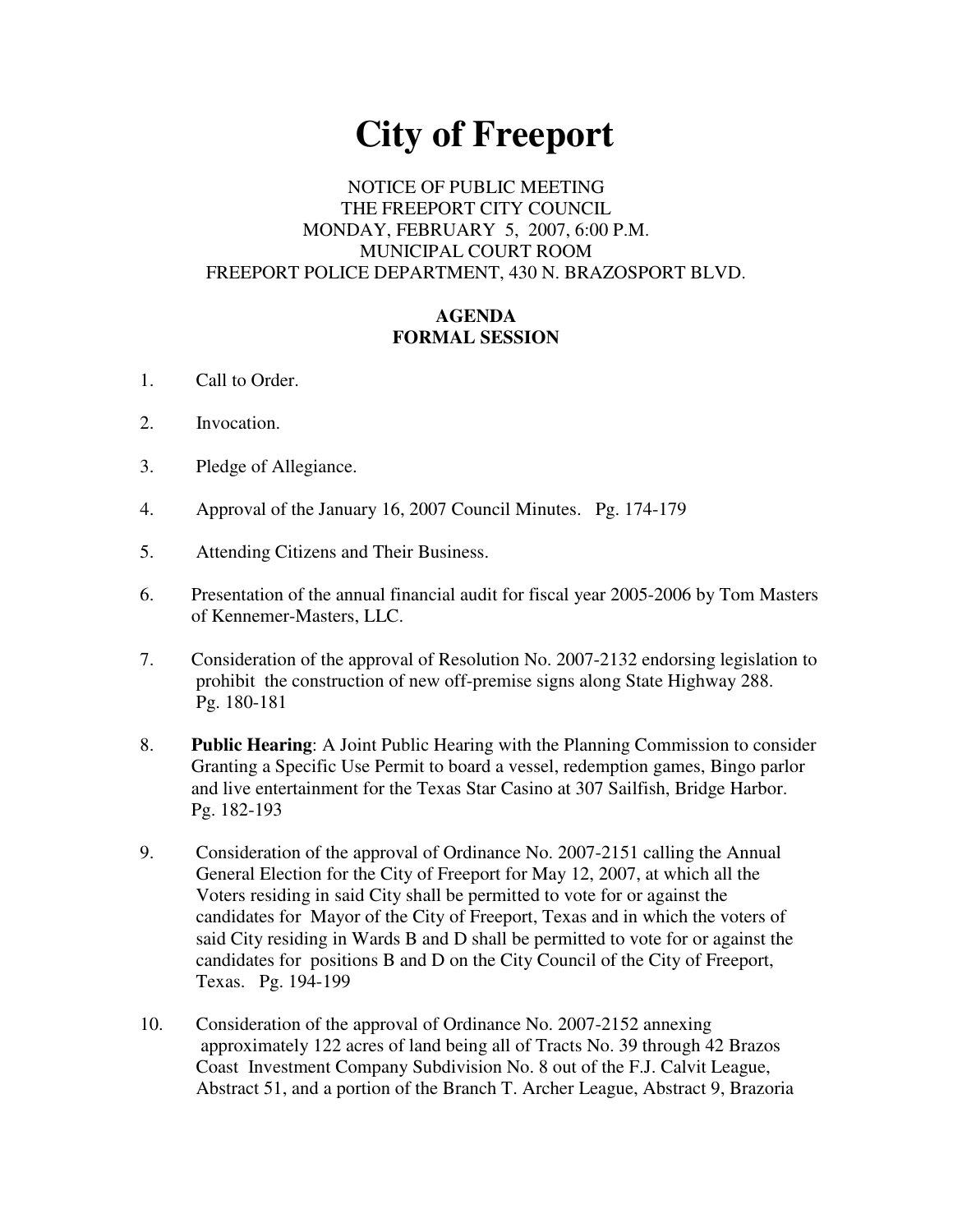# City of Freeport

NOTICE OF PUBLIC MEETING
THE FREEPORT CITY COUNCIL
MONDAY, FEBRUARY 5, 2007, 6:00 P.M.
MUNICIPAL COURT ROOM
FREEPORT POLICE DEPARTMENT, 430 N. BRAZOSPORT BLVD.

**AGENDA**
**FORMAL SESSION**

1. Call to Order.

2. Invocation.

3. Pledge of Allegiance.

4. Approval of the January 16, 2007 Council Minutes. Pg. 174-179

5. Attending Citizens and Their Business.

6. Presentation of the annual financial audit for fiscal year 2005-2006 by Tom Masters of Kennemer-Masters, LLC.

7. Consideration of the approval of Resolution No. 2007-2132 endorsing legislation to prohibit the construction of new off-premise signs along State Highway 288. Pg. 180-181

8. **Public Hearing**: A Joint Public Hearing with the Planning Commission to consider Granting a Specific Use Permit to board a vessel, redemption games, Bingo parlor and live entertainment for the Texas Star Casino at 307 Sailfish, Bridge Harbor. Pg. 182-193

9. Consideration of the approval of Ordinance No. 2007-2151 calling the Annual General Election for the City of Freeport for May 12, 2007, at which all the Voters residing in said City shall be permitted to vote for or against the candidates for Mayor of the City of Freeport, Texas and in which the voters of said City residing in Wards B and D shall be permitted to vote for or against the candidates for positions B and D on the City Council of the City of Freeport, Texas. Pg. 194-199

10. Consideration of the approval of Ordinance No. 2007-2152 annexing approximately 122 acres of land being all of Tracts No. 39 through 42 Brazos Coast Investment Company Subdivision No. 8 out of the F.J. Calvit League, Abstract 51, and a portion of the Branch T. Archer League, Abstract 9, Brazoria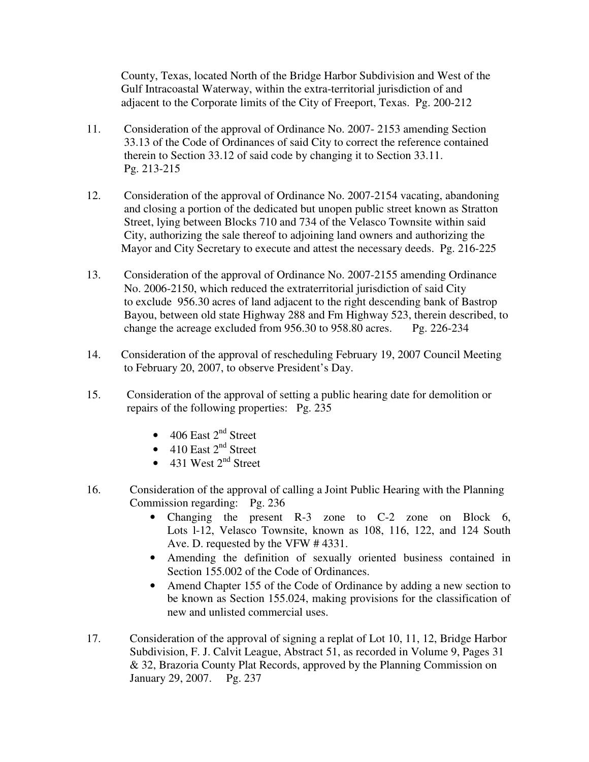County, Texas, located North of the Bridge Harbor Subdivision and West of the Gulf Intracoastal Waterway, within the extra-territorial jurisdiction of and adjacent to the Corporate limits of the City of Freeport, Texas. Pg. 200-212

11. Consideration of the approval of Ordinance No. 2007- 2153 amending Section 33.13 of the Code of Ordinances of said City to correct the reference contained therein to Section 33.12 of said code by changing it to Section 33.11. Pg. 213-215

12. Consideration of the approval of Ordinance No. 2007-2154 vacating, abandoning and closing a portion of the dedicated but unopen public street known as Stratton Street, lying between Blocks 710 and 734 of the Velasco Townsite within said City, authorizing the sale thereof to adjoining land owners and authorizing the Mayor and City Secretary to execute and attest the necessary deeds. Pg. 216-225

13. Consideration of the approval of Ordinance No. 2007-2155 amending Ordinance No. 2006-2150, which reduced the extraterritorial jurisdiction of said City to exclude 956.30 acres of land adjacent to the right descending bank of Bastrop Bayou, between old state Highway 288 and Fm Highway 523, therein described, to change the acreage excluded from 956.30 to 958.80 acres. Pg. 226-234

14. Consideration of the approval of rescheduling February 19, 2007 Council Meeting to February 20, 2007, to observe President's Day.

15. Consideration of the approval of setting a public hearing date for demolition or repairs of the following properties: Pg. 235

    - 406 East 2nd Street
    - 410 East 2nd Street
    - 431 West 2nd Street

16. Consideration of the approval of calling a Joint Public Hearing with the Planning Commission regarding: Pg. 236
    - Changing the present R-3 zone to C-2 zone on Block 6, Lots l-12, Velasco Townsite, known as 108, 116, 122, and 124 South Ave. D. requested by the VFW # 4331.
    - Amending the definition of sexually oriented business contained in Section 155.002 of the Code of Ordinances.
    - Amend Chapter 155 of the Code of Ordinance by adding a new section to be known as Section 155.024, making provisions for the classification of new and unlisted commercial uses.

17. Consideration of the approval of signing a replat of Lot 10, 11, 12, Bridge Harbor Subdivision, F. J. Calvit League, Abstract 51, as recorded in Volume 9, Pages 31 & 32, Brazoria County Plat Records, approved by the Planning Commission on January 29, 2007. Pg. 237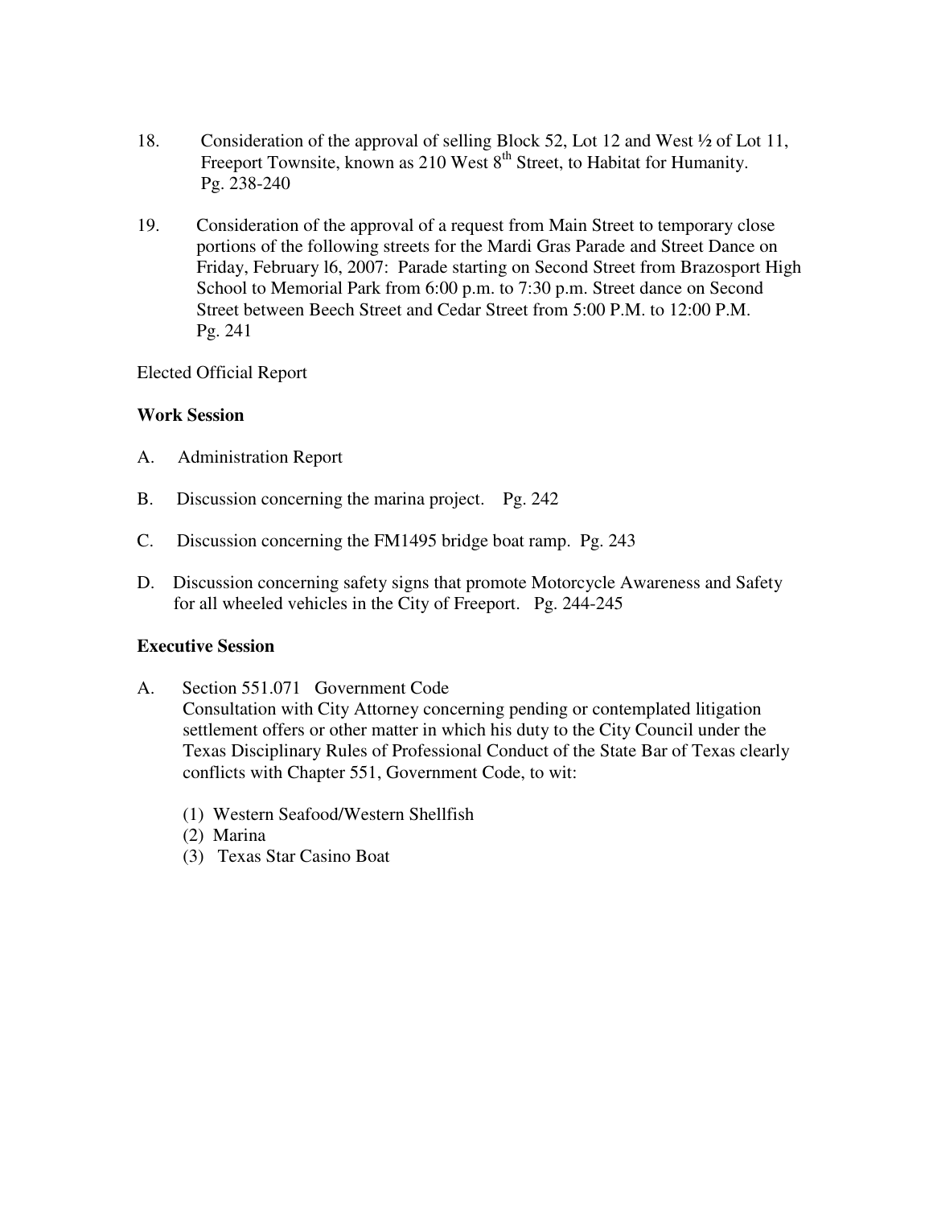18. Consideration of the approval of selling Block 52, Lot 12 and West ½ of Lot 11, Freeport Townsite, known as 210 West 8th Street, to Habitat for Humanity. Pg. 238-240

19. Consideration of the approval of a request from Main Street to temporary close portions of the following streets for the Mardi Gras Parade and Street Dance on Friday, February l6, 2007: Parade starting on Second Street from Brazosport High School to Memorial Park from 6:00 p.m. to 7:30 p.m. Street dance on Second Street between Beech Street and Cedar Street from 5:00 P.M. to 12:00 P.M. Pg. 241

Elected Official Report

**Work Session**

A. Administration Report

B. Discussion concerning the marina project. Pg. 242

C. Discussion concerning the FM1495 bridge boat ramp. Pg. 243

D. Discussion concerning safety signs that promote Motorcycle Awareness and Safety for all wheeled vehicles in the City of Freeport. Pg. 244-245

**Executive Session**

A. Section 551.071 Government Code
Consultation with City Attorney concerning pending or contemplated litigation settlement offers or other matter in which his duty to the City Council under the Texas Disciplinary Rules of Professional Conduct of the State Bar of Texas clearly conflicts with Chapter 551, Government Code, to wit:

(1) Western Seafood/Western Shellfish
(2) Marina
(3) Texas Star Casino Boat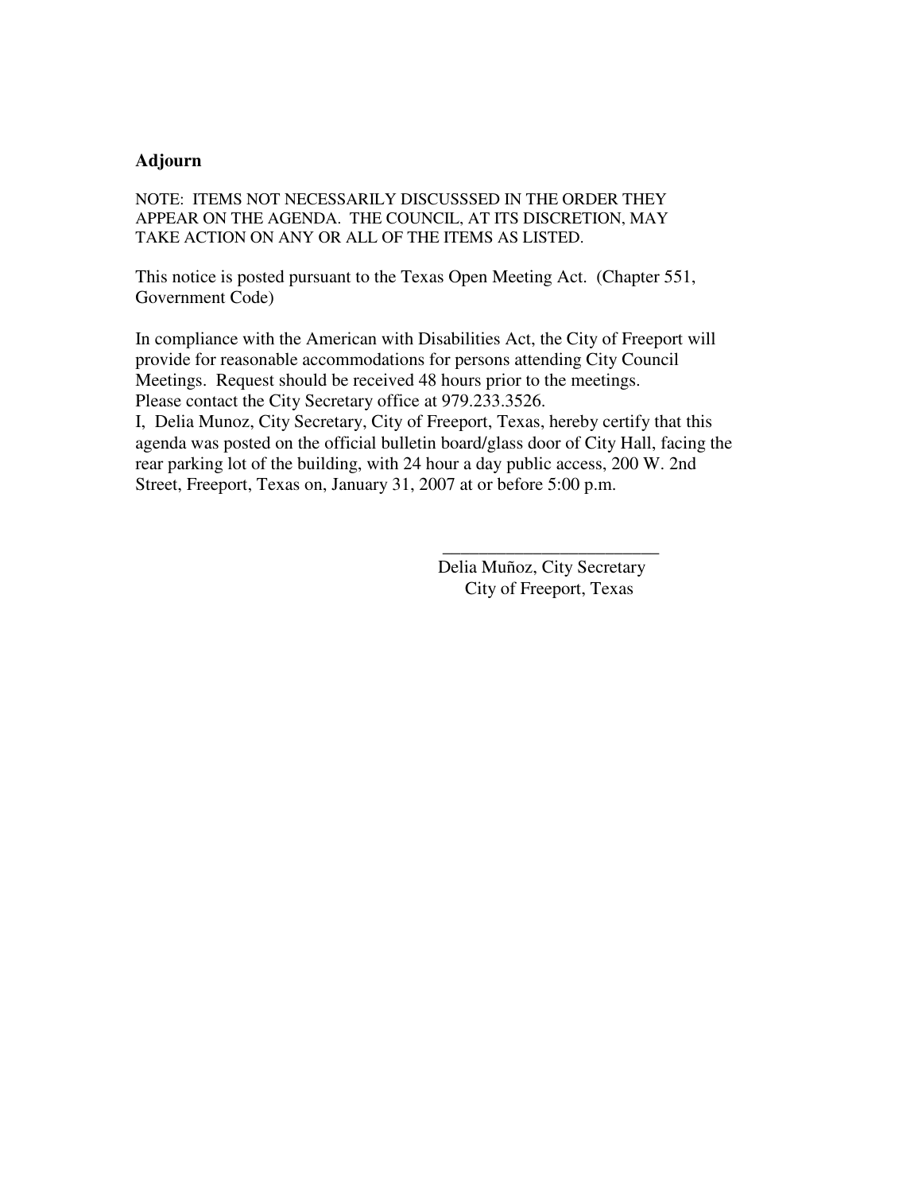**Adjourn**

NOTE: ITEMS NOT NECESSARILY DISCUSSSED IN THE ORDER THEY APPEAR ON THE AGENDA. THE COUNCIL, AT ITS DISCRETION, MAY TAKE ACTION ON ANY OR ALL OF THE ITEMS AS LISTED.

This notice is posted pursuant to the Texas Open Meeting Act. (Chapter 551, Government Code)

In compliance with the American with Disabilities Act, the City of Freeport will provide for reasonable accommodations for persons attending City Council Meetings. Request should be received 48 hours prior to the meetings. Please contact the City Secretary office at 979.233.3526.
I, Delia Munoz, City Secretary, City of Freeport, Texas, hereby certify that this agenda was posted on the official bulletin board/glass door of City Hall, facing the rear parking lot of the building, with 24 hour a day public access, 200 W. 2nd Street, Freeport, Texas on, January 31, 2007 at or before 5:00 p.m.

________________________
Delia Muñoz, City Secretary
City of Freeport, Texas